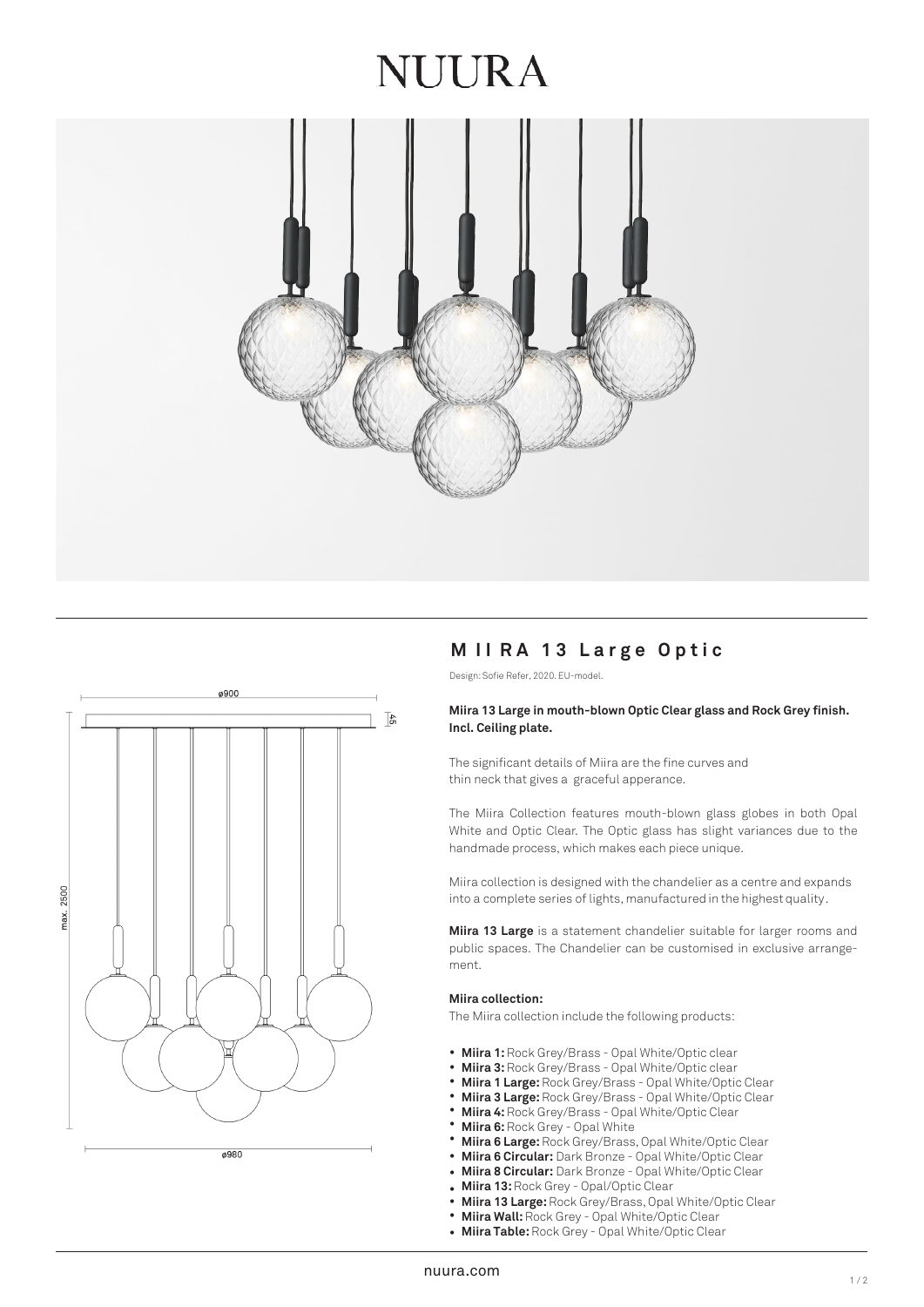# NUURA

## MIIRA 13 Large Optic

Design: Sofie Refer, 2020. EU-model.

**Miira 13 Large in mouth-blown Optic Clear glass and Rock Grey finish. Incl. Ceiling plate.**

The significant details of Miira are the fine curves and thin neck that gives a graceful apperance.

The Miira Collection features mouth-blown glass globes in both Opal White and Optic Clear. The Optic glass has slight variances due to the handmade process, which makes each piece unique.

Miira collection is designed with the chandelier as a centre and expands into a complete series of lights, manufactured in the highest quality.

**Miira 13 Large** is a statement chandelier suitable for larger rooms and public spaces. The Chandelier can be customised in exclusive arrangement.

**Miira collection:**

The Miira collection include the following products:

- **Miira 1:** Rock Grey/Brass - Opal White/Optic clear
- **Miira 3:** Rock Grey/Brass - Opal White/Optic clear
- **Miira 1 Large:** Rock Grey/Brass - Opal White/Optic Clear
- **Miira 3 Large:** Rock Grey/Brass - Opal White/Optic Clear
- **Miira 4:** Rock Grey/Brass - Opal White/Optic Clear
- **Miira 6:** Rock Grey - Opal White
- **Miira 6 Large:** Rock Grey/Brass, Opal White/Optic Clear
- **Miira 6 Circular:** Dark Bronze - Opal White/Optic Clear
- **Miira 8 Circular:** Dark Bronze - Opal White/Optic Clear
- **Miira 13:** Rock Grey - Opal/Optic Clear
- **Miira 13 Large:** Rock Grey/Brass, Opal White/Optic Clear
- **Miira Wall:** Rock Grey - Opal White/Optic Clear
- **Miira Table:** Rock Grey - Opal White/Optic Clear

nuura.com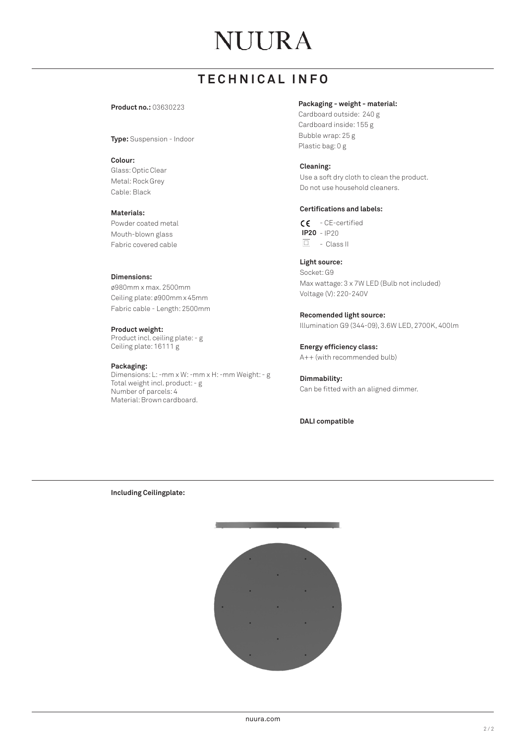# NUURA

## TECHNICAL INFO

**Product no.:** 03630223

**Type:** Suspension - Indoor

**Colour:**
Glass: Optic Clear
Metal: Rock Grey
Cable: Black

**Materials:**
Powder coated metal
Mouth-blown glass
Fabric covered cable

**Dimensions:**
ø980mm x max. 2500mm
Ceiling plate: ø900mm x 45mm
Fabric cable - Length: 2500mm

**Product weight:**
Product incl. ceiling plate: - g
Ceiling plate: 16111 g

**Packaging:**
Dimensions: L: -mm x W: -mm x H: -mm Weight: - g
Total weight incl. product: - g
Number of parcels: 4
Material: Brown cardboard.

**Packaging - weight - material:**
Cardboard outside: 240 g
Cardboard inside: 155 g
Bubble wrap: 25 g
Plastic bag: 0 g

**Cleaning:**
Use a soft dry cloth to clean the product.
Do not use household cleaners.

**Certifications and labels:**
CE - CE-certified
**IP20** - IP20
- Class II

**Light source:**
Socket: G9
Max wattage: 3 x 7W LED (Bulb not included)
Voltage (V): 220-240V

**Recomended light source:**
Illumination G9 (344-09), 3.6W LED, 2700K, 400lm

**Energy efficiency class:**
A++ (with recommended bulb)

**Dimmability:**
Can be fitted with an aligned dimmer.

**DALI compatible**

**Including Ceilingplate:**

nuura.com